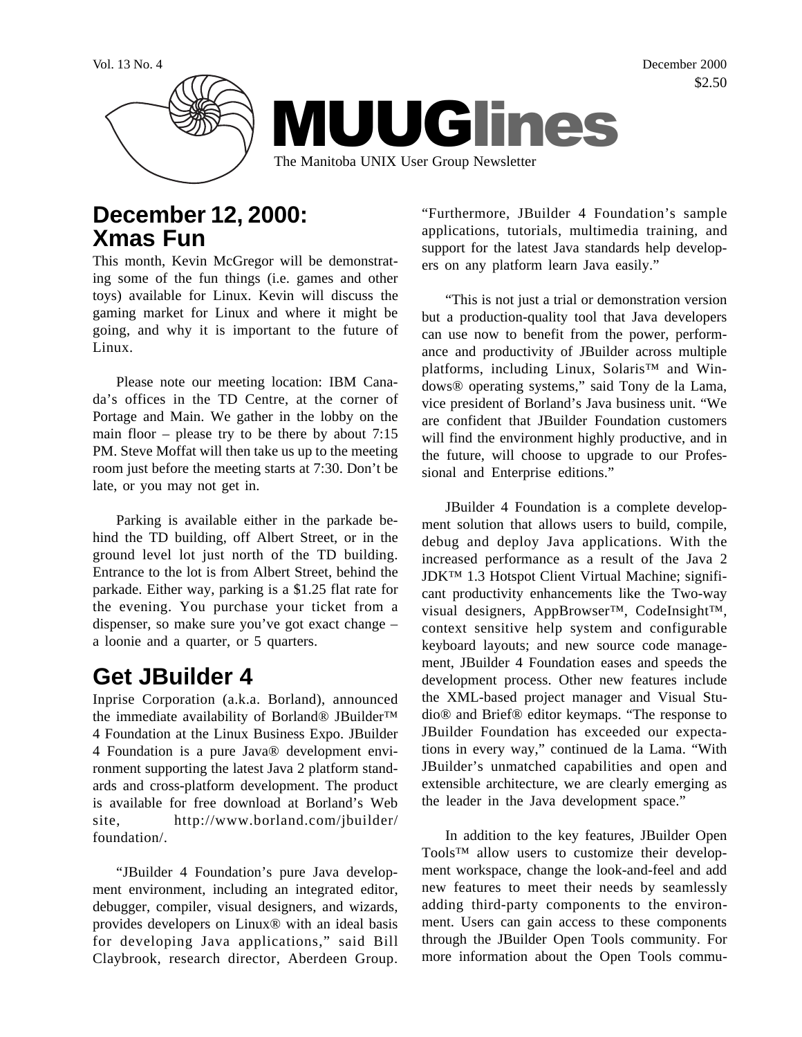Vol. 13 No. 4

December 2000

$2.50

# MUUGlines

The Manitoba UNIX User Group Newsletter

## December 12, 2000: Xmas Fun

This month, Kevin McGregor will be demonstrating some of the fun things (i.e. games and other toys) available for Linux. Kevin will discuss the gaming market for Linux and where it might be going, and why it is important to the future of Linux.

Please note our meeting location: IBM Canada's offices in the TD Centre, at the corner of Portage and Main. We gather in the lobby on the main floor – please try to be there by about 7:15 PM. Steve Moffat will then take us up to the meeting room just before the meeting starts at 7:30. Don't be late, or you may not get in.

Parking is available either in the parkade behind the TD building, off Albert Street, or in the ground level lot just north of the TD building. Entrance to the lot is from Albert Street, behind the parkade. Either way, parking is a $1.25 flat rate for the evening. You purchase your ticket from a dispenser, so make sure you've got exact change – a loonie and a quarter, or 5 quarters.

## Get JBuilder 4

Inprise Corporation (a.k.a. Borland), announced the immediate availability of Borland® JBuilder™ 4 Foundation at the Linux Business Expo. JBuilder 4 Foundation is a pure Java® development environment supporting the latest Java 2 platform standards and cross-platform development. The product is available for free download at Borland's Web site, http://www.borland.com/jbuilder/foundation/.

"JBuilder 4 Foundation's pure Java development environment, including an integrated editor, debugger, compiler, visual designers, and wizards, provides developers on Linux® with an ideal basis for developing Java applications," said Bill Claybrook, research director, Aberdeen Group. "Furthermore, JBuilder 4 Foundation's sample applications, tutorials, multimedia training, and support for the latest Java standards help developers on any platform learn Java easily."

"This is not just a trial or demonstration version but a production-quality tool that Java developers can use now to benefit from the power, performance and productivity of JBuilder across multiple platforms, including Linux, Solaris™ and Windows® operating systems," said Tony de la Lama, vice president of Borland's Java business unit. "We are confident that JBuilder Foundation customers will find the environment highly productive, and in the future, will choose to upgrade to our Professional and Enterprise editions."

JBuilder 4 Foundation is a complete development solution that allows users to build, compile, debug and deploy Java applications. With the increased performance as a result of the Java 2 JDK™ 1.3 Hotspot Client Virtual Machine; significant productivity enhancements like the Two-way visual designers, AppBrowser™, CodeInsight™, context sensitive help system and configurable keyboard layouts; and new source code management, JBuilder 4 Foundation eases and speeds the development process. Other new features include the XML-based project manager and Visual Studio® and Brief® editor keymaps. "The response to JBuilder Foundation has exceeded our expectations in every way," continued de la Lama. "With JBuilder's unmatched capabilities and open and extensible architecture, we are clearly emerging as the leader in the Java development space."

In addition to the key features, JBuilder Open Tools™ allow users to customize their development workspace, change the look-and-feel and add new features to meet their needs by seamlessly adding third-party components to the environment. Users can gain access to these components through the JBuilder Open Tools community. For more information about the Open Tools commu-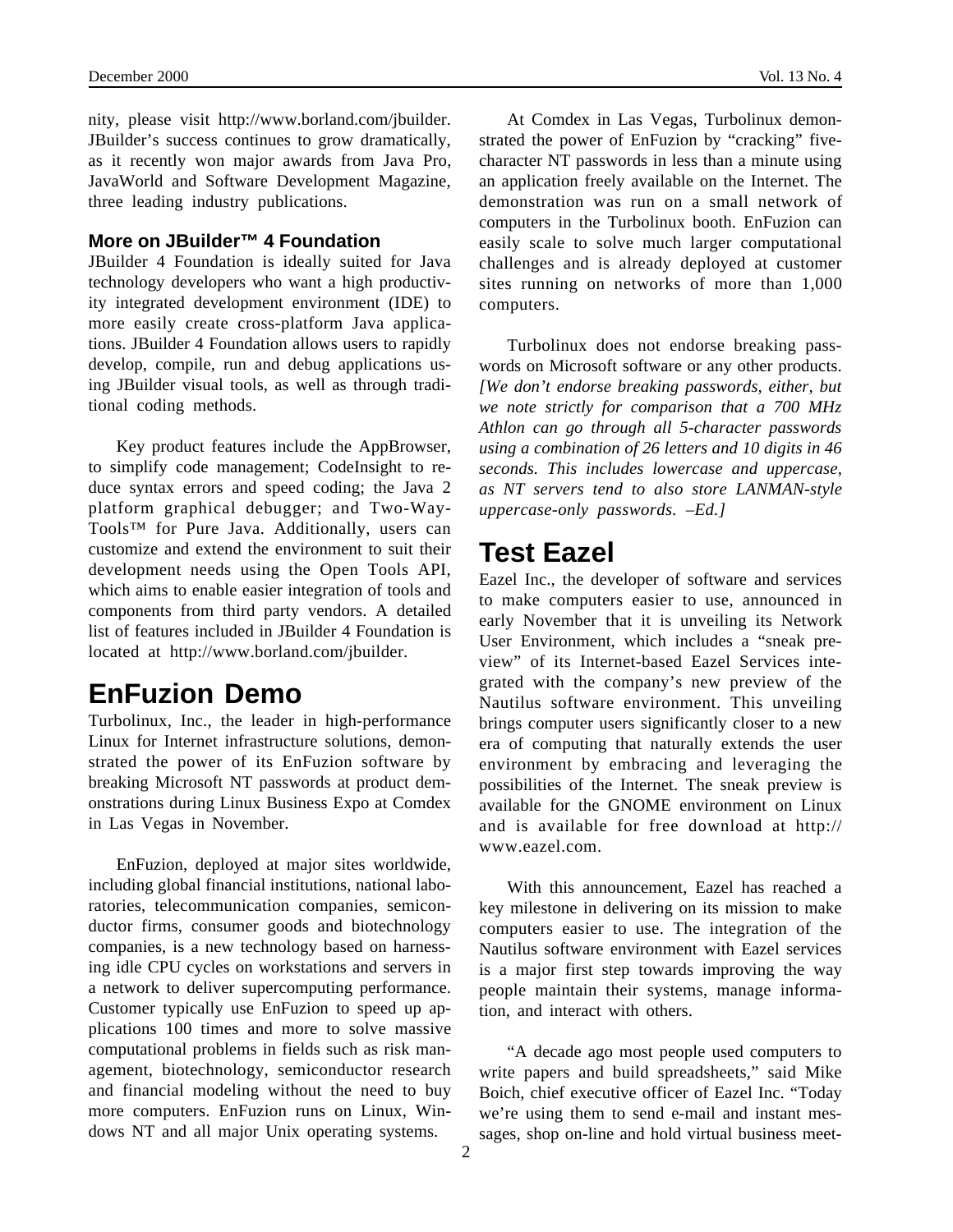nity, please visit http://www.borland.com/jbuilder. JBuilder's success continues to grow dramatically, as it recently won major awards from Java Pro, JavaWorld and Software Development Magazine, three leading industry publications.

### More on JBuilder™ 4 Foundation

JBuilder 4 Foundation is ideally suited for Java technology developers who want a high productivity integrated development environment (IDE) to more easily create cross-platform Java applications. JBuilder 4 Foundation allows users to rapidly develop, compile, run and debug applications using JBuilder visual tools, as well as through traditional coding methods.

Key product features include the AppBrowser, to simplify code management; CodeInsight to reduce syntax errors and speed coding; the Java 2 platform graphical debugger; and Two-Way-Tools™ for Pure Java. Additionally, users can customize and extend the environment to suit their development needs using the Open Tools API, which aims to enable easier integration of tools and components from third party vendors. A detailed list of features included in JBuilder 4 Foundation is located at http://www.borland.com/jbuilder.

## EnFuzion Demo

Turbolinux, Inc., the leader in high-performance Linux for Internet infrastructure solutions, demonstrated the power of its EnFuzion software by breaking Microsoft NT passwords at product demonstrations during Linux Business Expo at Comdex in Las Vegas in November.

EnFuzion, deployed at major sites worldwide, including global financial institutions, national laboratories, telecommunication companies, semiconductor firms, consumer goods and biotechnology companies, is a new technology based on harnessing idle CPU cycles on workstations and servers in a network to deliver supercomputing performance. Customer typically use EnFuzion to speed up applications 100 times and more to solve massive computational problems in fields such as risk management, biotechnology, semiconductor research and financial modeling without the need to buy more computers. EnFuzion runs on Linux, Windows NT and all major Unix operating systems.

At Comdex in Las Vegas, Turbolinux demonstrated the power of EnFuzion by "cracking" five-character NT passwords in less than a minute using an application freely available on the Internet. The demonstration was run on a small network of computers in the Turbolinux booth. EnFuzion can easily scale to solve much larger computational challenges and is already deployed at customer sites running on networks of more than 1,000 computers.

Turbolinux does not endorse breaking passwords on Microsoft software or any other products. *[We don't endorse breaking passwords, either, but we note strictly for comparison that a 700 MHz Athlon can go through all 5-character passwords using a combination of 26 letters and 10 digits in 46 seconds. This includes lowercase and uppercase, as NT servers tend to also store LANMAN-style uppercase-only passwords. –Ed.]*

## Test Eazel

Eazel Inc., the developer of software and services to make computers easier to use, announced in early November that it is unveiling its Network User Environment, which includes a "sneak preview" of its Internet-based Eazel Services integrated with the company's new preview of the Nautilus software environment. This unveiling brings computer users significantly closer to a new era of computing that naturally extends the user environment by embracing and leveraging the possibilities of the Internet. The sneak preview is available for the GNOME environment on Linux and is available for free download at http://www.eazel.com.

With this announcement, Eazel has reached a key milestone in delivering on its mission to make computers easier to use. The integration of the Nautilus software environment with Eazel services is a major first step towards improving the way people maintain their systems, manage information, and interact with others.

"A decade ago most people used computers to write papers and build spreadsheets," said Mike Boich, chief executive officer of Eazel Inc. "Today we're using them to send e-mail and instant messages, shop on-line and hold virtual business meet-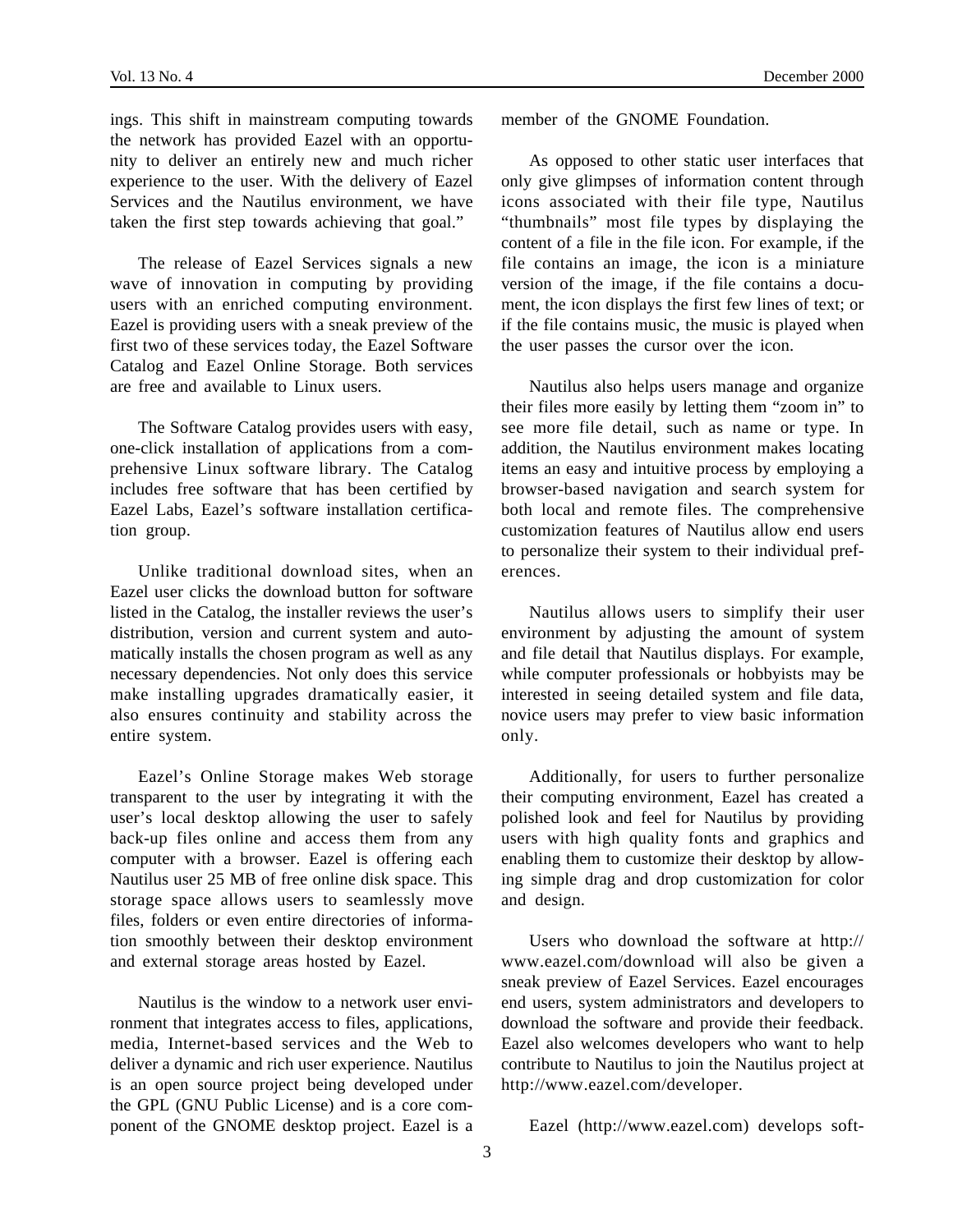ings. This shift in mainstream computing towards the network has provided Eazel with an opportunity to deliver an entirely new and much richer experience to the user. With the delivery of Eazel Services and the Nautilus environment, we have taken the first step towards achieving that goal."

The release of Eazel Services signals a new wave of innovation in computing by providing users with an enriched computing environment. Eazel is providing users with a sneak preview of the first two of these services today, the Eazel Software Catalog and Eazel Online Storage. Both services are free and available to Linux users.

The Software Catalog provides users with easy, one-click installation of applications from a comprehensive Linux software library. The Catalog includes free software that has been certified by Eazel Labs, Eazel's software installation certification group.

Unlike traditional download sites, when an Eazel user clicks the download button for software listed in the Catalog, the installer reviews the user's distribution, version and current system and automatically installs the chosen program as well as any necessary dependencies. Not only does this service make installing upgrades dramatically easier, it also ensures continuity and stability across the entire system.

Eazel's Online Storage makes Web storage transparent to the user by integrating it with the user's local desktop allowing the user to safely back-up files online and access them from any computer with a browser. Eazel is offering each Nautilus user 25 MB of free online disk space. This storage space allows users to seamlessly move files, folders or even entire directories of information smoothly between their desktop environment and external storage areas hosted by Eazel.

Nautilus is the window to a network user environment that integrates access to files, applications, media, Internet-based services and the Web to deliver a dynamic and rich user experience. Nautilus is an open source project being developed under the GPL (GNU Public License) and is a core component of the GNOME desktop project. Eazel is a member of the GNOME Foundation.

As opposed to other static user interfaces that only give glimpses of information content through icons associated with their file type, Nautilus "thumbnails" most file types by displaying the content of a file in the file icon. For example, if the file contains an image, the icon is a miniature version of the image, if the file contains a document, the icon displays the first few lines of text; or if the file contains music, the music is played when the user passes the cursor over the icon.

Nautilus also helps users manage and organize their files more easily by letting them "zoom in" to see more file detail, such as name or type. In addition, the Nautilus environment makes locating items an easy and intuitive process by employing a browser-based navigation and search system for both local and remote files. The comprehensive customization features of Nautilus allow end users to personalize their system to their individual preferences.

Nautilus allows users to simplify their user environment by adjusting the amount of system and file detail that Nautilus displays. For example, while computer professionals or hobbyists may be interested in seeing detailed system and file data, novice users may prefer to view basic information only.

Additionally, for users to further personalize their computing environment, Eazel has created a polished look and feel for Nautilus by providing users with high quality fonts and graphics and enabling them to customize their desktop by allowing simple drag and drop customization for color and design.

Users who download the software at http://www.eazel.com/download will also be given a sneak preview of Eazel Services. Eazel encourages end users, system administrators and developers to download the software and provide their feedback. Eazel also welcomes developers who want to help contribute to Nautilus to join the Nautilus project at http://www.eazel.com/developer.

Eazel (http://www.eazel.com) develops soft-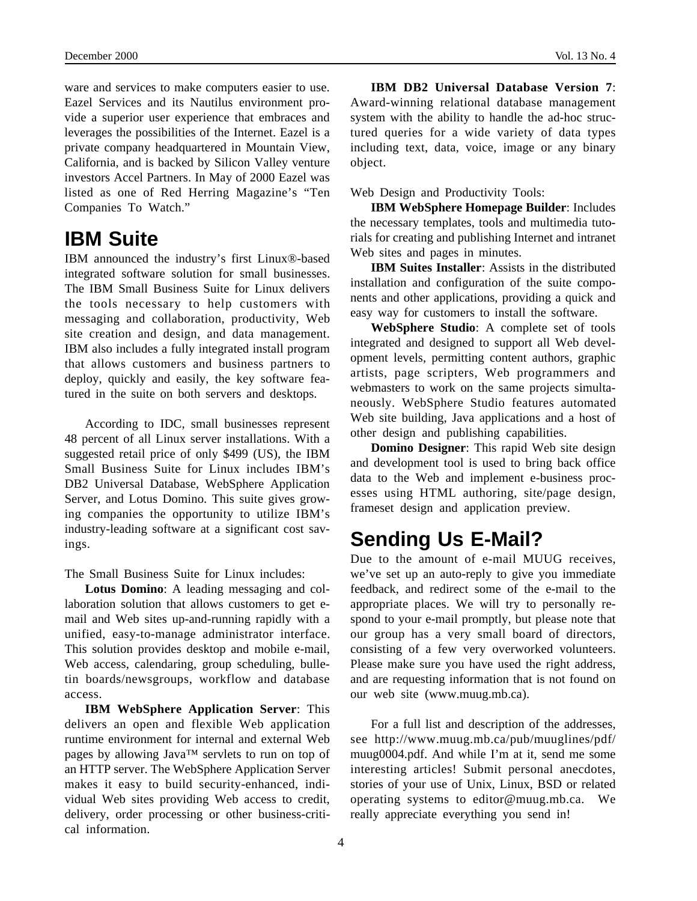ware and services to make computers easier to use. Eazel Services and its Nautilus environment provide a superior user experience that embraces and leverages the possibilities of the Internet. Eazel is a private company headquartered in Mountain View, California, and is backed by Silicon Valley venture investors Accel Partners. In May of 2000 Eazel was listed as one of Red Herring Magazine's "Ten Companies To Watch."

## IBM Suite

IBM announced the industry's first Linux®-based integrated software solution for small businesses. The IBM Small Business Suite for Linux delivers the tools necessary to help customers with messaging and collaboration, productivity, Web site creation and design, and data management. IBM also includes a fully integrated install program that allows customers and business partners to deploy, quickly and easily, the key software featured in the suite on both servers and desktops.

According to IDC, small businesses represent 48 percent of all Linux server installations. With a suggested retail price of only $499 (US), the IBM Small Business Suite for Linux includes IBM's DB2 Universal Database, WebSphere Application Server, and Lotus Domino. This suite gives growing companies the opportunity to utilize IBM's industry-leading software at a significant cost savings.

The Small Business Suite for Linux includes:

**Lotus Domino**: A leading messaging and collaboration solution that allows customers to get e-mail and Web sites up-and-running rapidly with a unified, easy-to-manage administrator interface. This solution provides desktop and mobile e-mail, Web access, calendaring, group scheduling, bulletin boards/newsgroups, workflow and database access.

**IBM WebSphere Application Server**: This delivers an open and flexible Web application runtime environment for internal and external Web pages by allowing Java™ servlets to run on top of an HTTP server. The WebSphere Application Server makes it easy to build security-enhanced, individual Web sites providing Web access to credit, delivery, order processing or other business-critical information.

**IBM DB2 Universal Database Version 7**: Award-winning relational database management system with the ability to handle the ad-hoc structured queries for a wide variety of data types including text, data, voice, image or any binary object.

Web Design and Productivity Tools:

**IBM WebSphere Homepage Builder**: Includes the necessary templates, tools and multimedia tutorials for creating and publishing Internet and intranet Web sites and pages in minutes.

**IBM Suites Installer**: Assists in the distributed installation and configuration of the suite components and other applications, providing a quick and easy way for customers to install the software.

**WebSphere Studio**: A complete set of tools integrated and designed to support all Web development levels, permitting content authors, graphic artists, page scripters, Web programmers and webmasters to work on the same projects simultaneously. WebSphere Studio features automated Web site building, Java applications and a host of other design and publishing capabilities.

**Domino Designer**: This rapid Web site design and development tool is used to bring back office data to the Web and implement e-business processes using HTML authoring, site/page design, frameset design and application preview.

## Sending Us E-Mail?

Due to the amount of e-mail MUUG receives, we've set up an auto-reply to give you immediate feedback, and redirect some of the e-mail to the appropriate places. We will try to personally respond to your e-mail promptly, but please note that our group has a very small board of directors, consisting of a few very overworked volunteers. Please make sure you have used the right address, and are requesting information that is not found on our web site (www.muug.mb.ca).

For a full list and description of the addresses, see http://www.muug.mb.ca/pub/muuglines/pdf/muug0004.pdf. And while I'm at it, send me some interesting articles! Submit personal anecdotes, stories of your use of Unix, Linux, BSD or related operating systems to editor@muug.mb.ca. We really appreciate everything you send in!